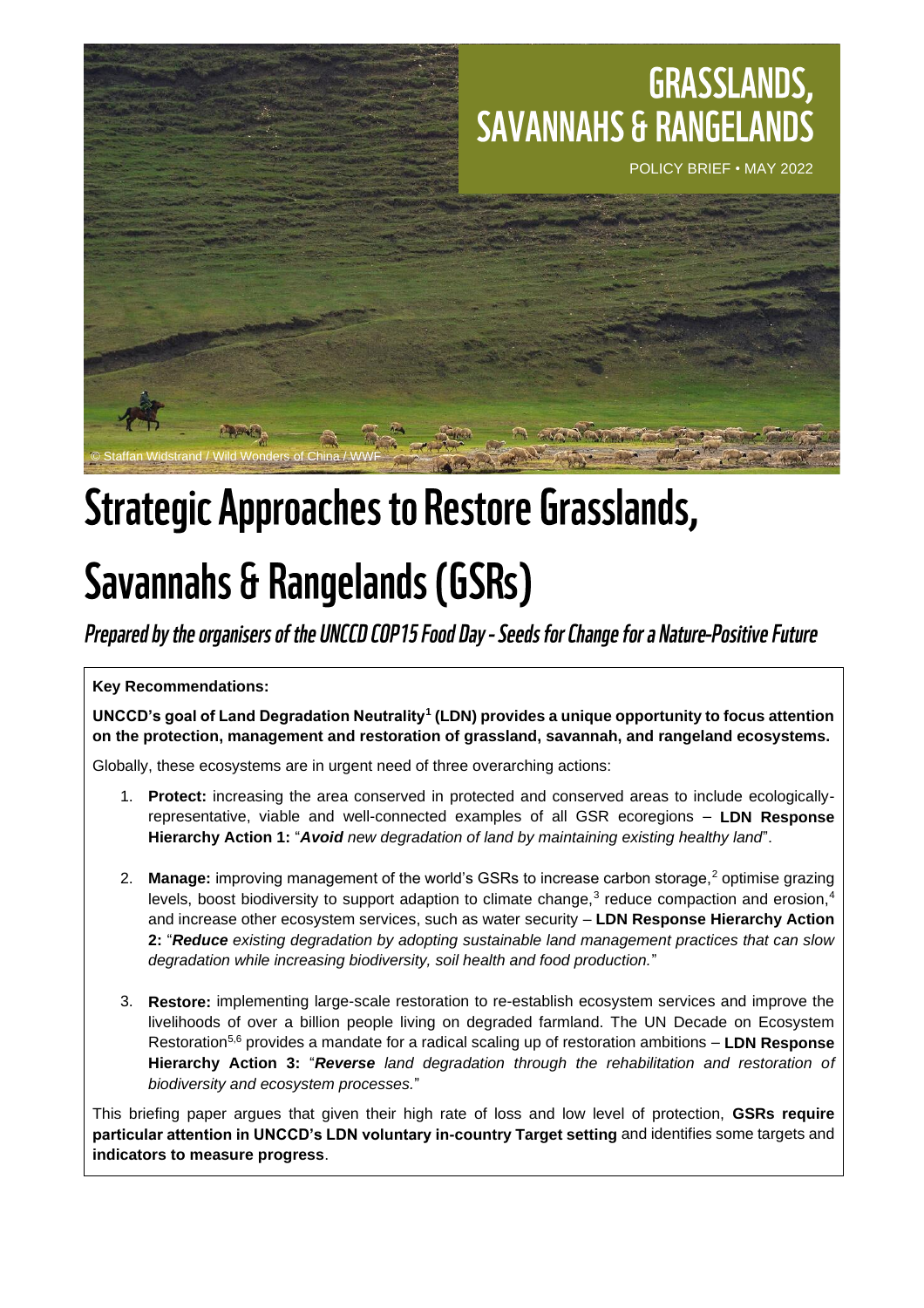# GRASSLANDS, SAVANNAHS & RANGELANDS

POLICY BRIEF • MAY 2022

© Staffan Widstrand / Wild Wonders of China / WWF

# Strategic Approaches to Restore Grasslands, Savannahs & Rangelands (GSRs)

*Prepared by the organisers of the UNCCD COP15 Food Day - Seeds for Change for a Nature-Positive Future*

**Key Recommendations:**

**UNCCD's goal of Land Degradation Neutrality[1] (LDN) provides a unique opportunity to focus attention on the protection, management and restoration of grassland, savannah, and rangeland ecosystems.**

Globally, these ecosystems are in urgent need of three overarching actions:

1. **Protect:** increasing the area conserved in protected and conserved areas to include ecologically-representative, viable and well-connected examples of all GSR ecoregions – **LDN Response Hierarchy Action 1:** "***Avoid*** *new degradation of land by maintaining existing healthy land*".

2. **Manage:** improving management of the world's GSRs to increase carbon storage,[2] optimise grazing levels, boost biodiversity to support adaption to climate change,[3] reduce compaction and erosion,[4] and increase other ecosystem services, such as water security – **LDN Response Hierarchy Action 2:** "***Reduce*** *existing degradation by adopting sustainable land management practices that can slow degradation while increasing biodiversity, soil health and food production.*"

3. **Restore:** implementing large-scale restoration to re-establish ecosystem services and improve the livelihoods of over a billion people living on degraded farmland. The UN Decade on Ecosystem Restoration[5,6] provides a mandate for a radical scaling up of restoration ambitions – **LDN Response Hierarchy Action 3:** "***Reverse*** *land degradation through the rehabilitation and restoration of biodiversity and ecosystem processes.*"

This briefing paper argues that given their high rate of loss and low level of protection, **GSRs require particular attention in UNCCD's LDN voluntary in-country Target setting** and identifies some targets and **indicators to measure progress**.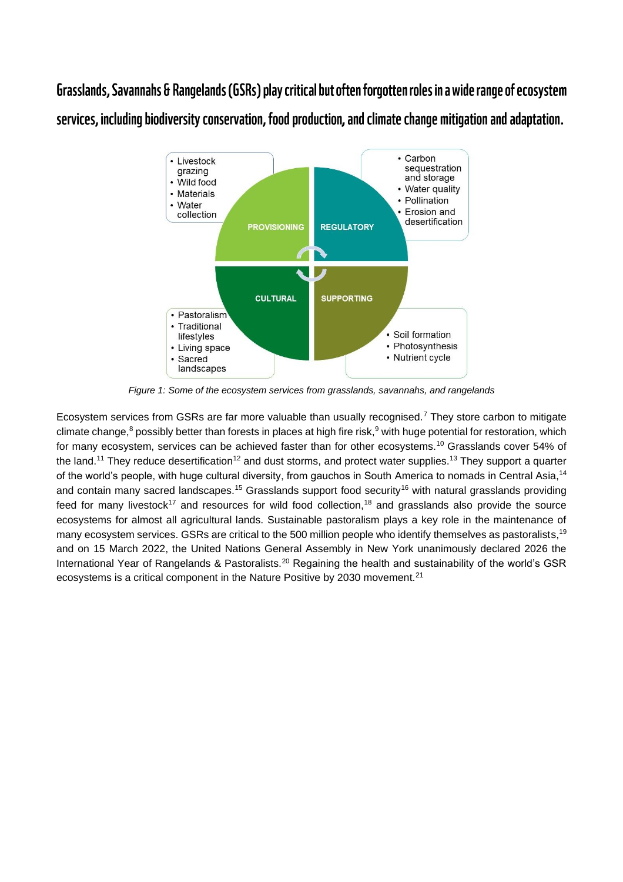## Grasslands, Savannahs & Rangelands (GSRs) play critical but often forgotten roles in a wide range of ecosystem services, including biodiversity conservation, food production, and climate change mitigation and adaptation.

**PROVISIONING**
- Livestock grazing
- Wild food
- Materials
- Water collection

**REGULATORY**
- Carbon sequestration and storage
- Water quality
- Pollination
- Erosion and desertification

**CULTURAL**
- Pastoralism
- Traditional lifestyles
- Living space
- Sacred landscapes

**SUPPORTING**
- Soil formation
- Photosynthesis
- Nutrient cycle

*Figure 1: Some of the ecosystem services from grasslands, savannahs, and rangelands*

Ecosystem services from GSRs are far more valuable than usually recognised.[7] They store carbon to mitigate climate change,[8] possibly better than forests in places at high fire risk,[9] with huge potential for restoration, which for many ecosystem, services can be achieved faster than for other ecosystems.[10] Grasslands cover 54% of the land.[11] They reduce desertification[12] and dust storms, and protect water supplies.[13] They support a quarter of the world's people, with huge cultural diversity, from gauchos in South America to nomads in Central Asia,[14] and contain many sacred landscapes.[15] Grasslands support food security[16] with natural grasslands providing feed for many livestock[17] and resources for wild food collection,[18] and grasslands also provide the source ecosystems for almost all agricultural lands. Sustainable pastoralism plays a key role in the maintenance of many ecosystem services. GSRs are critical to the 500 million people who identify themselves as pastoralists,[19] and on 15 March 2022, the United Nations General Assembly in New York unanimously declared 2026 the International Year of Rangelands & Pastoralists.[20] Regaining the health and sustainability of the world's GSR ecosystems is a critical component in the Nature Positive by 2030 movement.[21]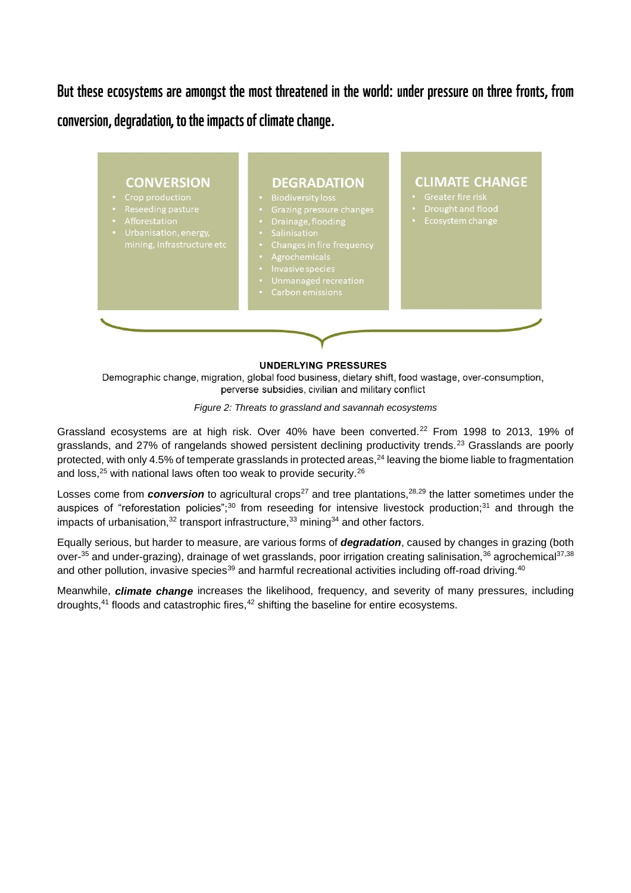## But these ecosystems are amongst the most threatened in the world: under pressure on three fronts, from conversion, degradation, to the impacts of climate change.

**CONVERSION**

- Crop production
- Reseeding pasture
- Afforestation
- Urbanisation, energy, mining, infrastructure etc

**DEGRADATION**

- Biodiversity loss
- Grazing pressure changes
- Drainage, flooding
- Salinisation
- Changes in fire frequency
- Agrochemicals
- Invasive species
- Unmanaged recreation
- Carbon emissions

**CLIMATE CHANGE**

- Greater fire risk
- Drought and flood
- Ecosystem change

**UNDERLYING PRESSURES**

Demographic change, migration, global food business, dietary shift, food wastage, over-consumption, perverse subsidies, civilian and military conflict

*Figure 2: Threats to grassland and savannah ecosystems*

Grassland ecosystems are at high risk. Over 40% have been converted.[22] From 1998 to 2013, 19% of grasslands, and 27% of rangelands showed persistent declining productivity trends.[23] Grasslands are poorly protected, with only 4.5% of temperate grasslands in protected areas,[24] leaving the biome liable to fragmentation and loss,[25] with national laws often too weak to provide security.[26]

Losses come from ***conversion*** to agricultural crops[27] and tree plantations,[28,29] the latter sometimes under the auspices of "reforestation policies";[30] from reseeding for intensive livestock production;[31] and through the impacts of urbanisation,[32] transport infrastructure,[33] mining[34] and other factors.

Equally serious, but harder to measure, are various forms of ***degradation***, caused by changes in grazing (both over-[35] and under-grazing), drainage of wet grasslands, poor irrigation creating salinisation,[36] agrochemical[37,38] and other pollution, invasive species[39] and harmful recreational activities including off-road driving.[40]

Meanwhile, ***climate change*** increases the likelihood, frequency, and severity of many pressures, including droughts,[41] floods and catastrophic fires,[42] shifting the baseline for entire ecosystems.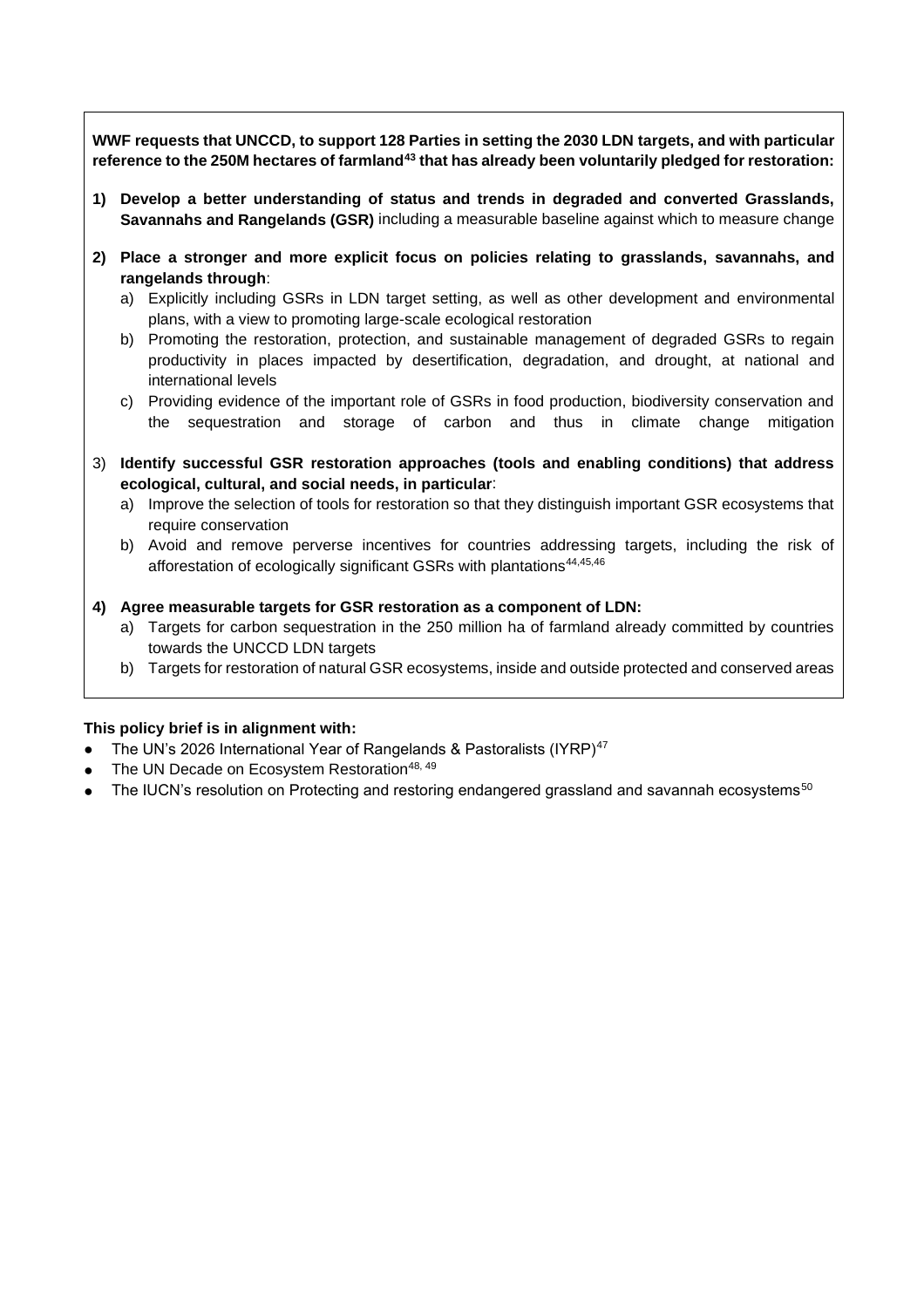**WWF requests that UNCCD, to support 128 Parties in setting the 2030 LDN targets, and with particular reference to the 250M hectares of farmland[43] that has already been voluntarily pledged for restoration:**

1) **Develop a better understanding of status and trends in degraded and converted Grasslands, Savannahs and Rangelands (GSR)** including a measurable baseline against which to measure change

2) **Place a stronger and more explicit focus on policies relating to grasslands, savannahs, and rangelands through**:
   a) Explicitly including GSRs in LDN target setting, as well as other development and environmental plans, with a view to promoting large-scale ecological restoration
   b) Promoting the restoration, protection, and sustainable management of degraded GSRs to regain productivity in places impacted by desertification, degradation, and drought, at national and international levels
   c) Providing evidence of the important role of GSRs in food production, biodiversity conservation and the sequestration and storage of carbon and thus in climate change mitigation

3) **Identify successful GSR restoration approaches (tools and enabling conditions) that address ecological, cultural, and social needs, in particular**:
   a) Improve the selection of tools for restoration so that they distinguish important GSR ecosystems that require conservation
   b) Avoid and remove perverse incentives for countries addressing targets, including the risk of afforestation of ecologically significant GSRs with plantations[44,45,46]

4) **Agree measurable targets for GSR restoration as a component of LDN:**
   a) Targets for carbon sequestration in the 250 million ha of farmland already committed by countries towards the UNCCD LDN targets
   b) Targets for restoration of natural GSR ecosystems, inside and outside protected and conserved areas

**This policy brief is in alignment with:**

- The UN's 2026 International Year of Rangelands & Pastoralists (IYRP)[47]
- The UN Decade on Ecosystem Restoration[48, 49]
- The IUCN's resolution on Protecting and restoring endangered grassland and savannah ecosystems[50]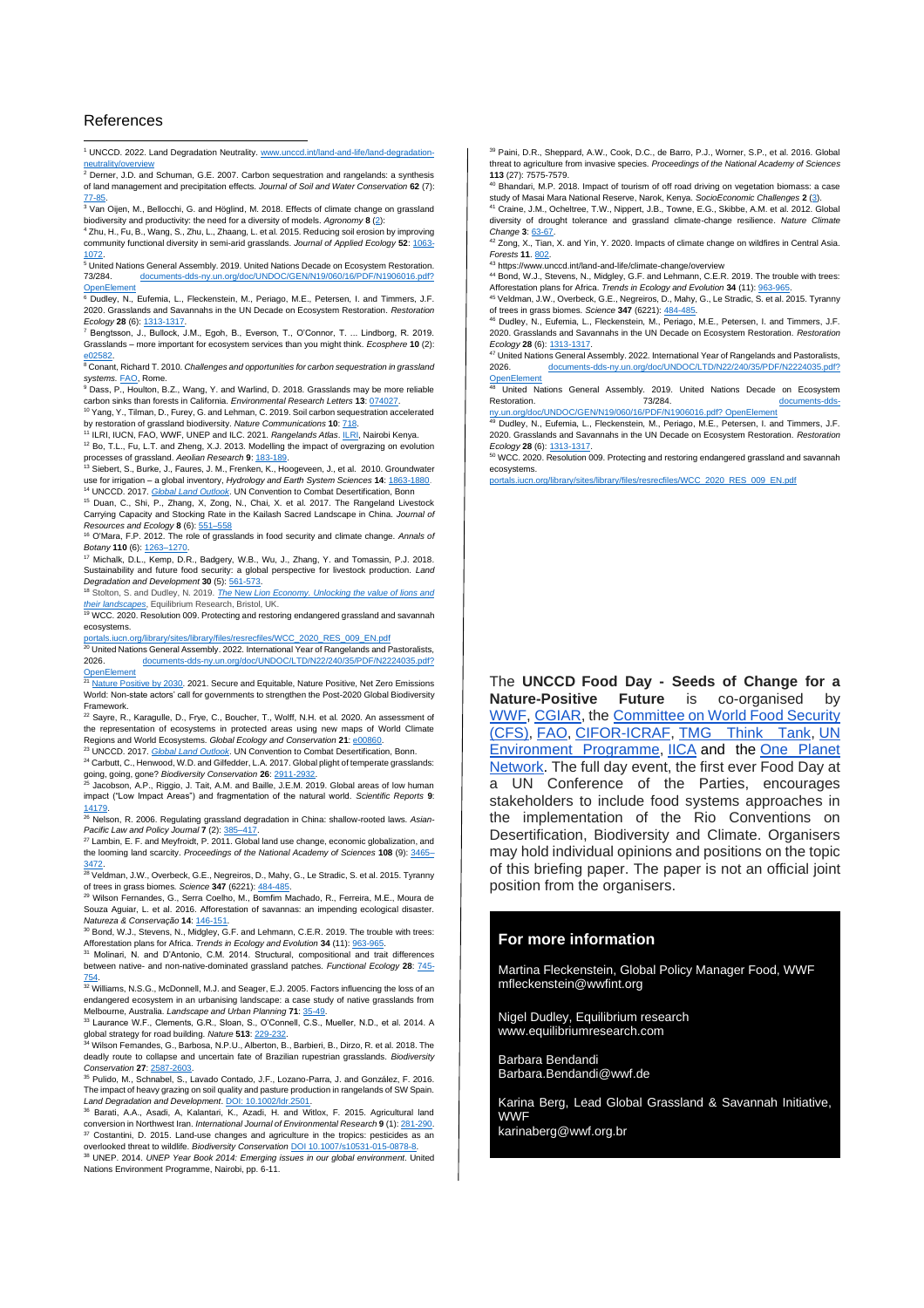## References

[1] UNCCD. 2022. Land Degradation Neutrality. www.unccd.int/land-and-life/land-degradation-neutrality/overview

[2] Derner, J.D. and Schuman, G.E. 2007. Carbon sequestration and rangelands: a synthesis of land management and precipitation effects. *Journal of Soil and Water Conservation* **62** (7): 77-85.

[3] Van Oijen, M., Bellocchi, G. and Höglind, M. 2018. Effects of climate change on grassland biodiversity and productivity: the need for a diversity of models. *Agronomy* **8** (2):

[4] Zhu, H., Fu, B., Wang, S., Zhu, L., Zhaang, L. et al. 2015. Reducing soil erosion by improving community functional diversity in semi-arid grasslands. *Journal of Applied Ecology* **52**: 1063-1072.

[5] United Nations General Assembly. 2019. United Nations Decade on Ecosystem Restoration. 73/284. documents-dds-ny.un.org/doc/UNDOC/GEN/N19/060/16/PDF/N1906016.pdf? OpenElement

[6] Dudley, N., Eufemia, L., Fleckenstein, M., Periago, M.E., Petersen, I. and Timmers, J.F. 2020. Grasslands and Savannahs in the UN Decade on Ecosystem Restoration. *Restoration Ecology* **28** (6): 1313-1317.

[7] Bengtsson, J., Bullock, J.M., Egoh, B., Everson, T., O'Connor, T. ... Lindborg, R. 2019. Grasslands – more important for ecosystem services than you might think. *Ecosphere* **10** (2): e02582.

[8] Conant, Richard T. 2010. *Challenges and opportunities for carbon sequestration in grassland systems.* FAO, Rome.

[9] Dass, P., Houlton, B.Z., Wang, Y. and Warlind, D. 2018. Grasslands may be more reliable carbon sinks than forests in California. *Environmental Research Letters* **13**: 074027.

[10] Yang, Y., Tilman, D., Furey, G. and Lehman, C. 2019. Soil carbon sequestration accelerated by restoration of grassland biodiversity. *Nature Communications* **10**: 718.

[11] ILRI, IUCN, FAO, WWF, UNEP and ILC. 2021. *Rangelands Atlas*. ILRI, Nairobi Kenya.

[12] Bo, T.L., Fu, L.T. and Zheng, X.J. 2013. Modelling the impact of overgrazing on evolution processes of grassland. *Aeolian Research* **9**: 183-189.

[13] Siebert, S., Burke, J., Faures, J. M., Frenken, K., Hoogeveen, J., et al. 2010. Groundwater use for irrigation – a global inventory, *Hydrology and Earth System Sciences* **14**: 1863-1880.

[14] UNCCD. 2017. *Global Land Outlook*. UN Convention to Combat Desertification, Bonn

[15] Duan, C., Shi, P., Zhang, X, Zong, N., Chai, X. et al. 2017. The Rangeland Livestock Carrying Capacity and Stocking Rate in the Kailash Sacred Landscape in China. *Journal of Resources and Ecology* **8** (6): 551–558

[16] O'Mara, F.P. 2012. The role of grasslands in food security and climate change. *Annals of Botany* **110** (6): 1263–1270.

[17] Michalk, D.L., Kemp, D.R., Badgery, W.B., Wu, J., Zhang, Y. and Tomassin, P.J. 2018. Sustainability and future food security: a global perspective for livestock production. *Land Degradation and Development* **30** (5): 561-573.

[18] Stolton, S. and Dudley, N. 2019. *The New Lion Economy. Unlocking the value of lions and their landscapes*, Equilibrium Research, Bristol, UK.

[19] WCC. 2020. Resolution 009. Protecting and restoring endangered grassland and savannah ecosystems.
portals.iucn.org/library/sites/library/files/resrecfiles/WCC_2020_RES_009_EN.pdf

[20] United Nations General Assembly. 2022. International Year of Rangelands and Pastoralists, 2026. documents-dds-ny.un.org/doc/UNDOC/LTD/N22/240/35/PDF/N2224035.pdf? OpenElement

[21] Nature Positive by 2030. 2021. Secure and Equitable, Nature Positive, Net Zero Emissions World: Non-state actors' call for governments to strengthen the Post-2020 Global Biodiversity Framework.

[22] Sayre, R., Karagulle, D., Frye, C., Boucher, T., Wolff, N.H. et al. 2020. An assessment of the representation of ecosystems in protected areas using new maps of World Climate Regions and World Ecosystems. *Global Ecology and Conservation* **21**: e00860.

[23] UNCCD. 2017. *Global Land Outlook*. UN Convention to Combat Desertification, Bonn.

[24] Carbutt, C., Henwood, W.D. and Gilfedder, L.A. 2017. Global plight of temperate grasslands: going, going, gone? *Biodiversity Conservation* **26**: 2911-2932.

[25] Jacobson, A.P., Riggio, J. Tait, A.M. and Baille, J.E.M. 2019. Global areas of low human impact ("Low Impact Areas") and fragmentation of the natural world. *Scientific Reports* **9**: 14179.

[26] Nelson, R. 2006. Regulating grassland degradation in China: shallow-rooted laws. *Asian-Pacific Law and Policy Journal* **7** (2): 385–417.

[27] Lambin, E. F. and Meyfroidt, P. 2011. Global land use change, economic globalization, and the looming land scarcity. *Proceedings of the National Academy of Sciences* **108** (9): 3465–3472.

[28] Veldman, J.W., Overbeck, G.E., Negreiros, D., Mahy, G., Le Stradic, S. et al. 2015. Tyranny of trees in grass biomes. *Science* **347** (6221): 484-485.

[29] Wilson Fernandes, G., Serra Coelho, M., Bomfim Machado, R., Ferreira, M.E., Moura de Souza Aguiar, L. et al. 2016. Afforestation of savannas: an impending ecological disaster. *Natureza & Conservação* **14**: 146-151.

[30] Bond, W.J., Stevens, N., Midgley, G.F. and Lehmann, C.E.R. 2019. The trouble with trees: Afforestation plans for Africa. *Trends in Ecology and Evolution* **34** (11): 963-965.

[31] Molinari, N. and D'Antonio, C.M. 2014. Structural, compositional and trait differences between native- and non-native-dominated grassland patches. *Functional Ecology* **28**: 745-754.

[32] Williams, N.S.G., McDonnell, M.J. and Seager, E.J. 2005. Factors influencing the loss of an endangered ecosystem in an urbanising landscape: a case study of native grasslands from Melbourne, Australia. *Landscape and Urban Planning* **71**: 35-49.

[33] Laurance W.F., Clements, G.R., Sloan, S., O'Connell, C.S., Mueller, N.D., et al. 2014. A global strategy for road building. *Nature* **513**: 229-232.

[34] Wilson Fernandes, G., Barbosa, N.P.U., Alberton, B., Barbieri, B., Dirzo, R. et al. 2018. The deadly route to collapse and uncertain fate of Brazilian rupestrian grasslands. *Biodiversity Conservation* **27**: 2587-2603.

[35] Pulido, M., Schnabel, S., Lavado Contado, J.F., Lozano-Parra, J. and González, F. 2016. The impact of heavy grazing on soil quality and pasture production in rangelands of SW Spain. *Land Degradation and Development*. DOI: 10.1002/ldr.2501.

[36] Barati, A.A., Asadi, A, Kalantari, K., Azadi, H. and Witlox, F. 2015. Agricultural land conversion in Northwest Iran. *International Journal of Environmental Research* **9** (1): 281-290.

[37] Costantini, D. 2015. Land-use changes and agriculture in the tropics: pesticides as an overlooked threat to wildlife. *Biodiversity Conservation* DOI 10.1007/s10531-015-0878-8.

[38] UNEP. 2014. *UNEP Year Book 2014: Emerging issues in our global environment*. United Nations Environment Programme, Nairobi, pp. 6-11.

[39] Paini, D.R., Sheppard, A.W., Cook, D.C., de Barro, P.J., Worner, S.P., et al. 2016. Global threat to agriculture from invasive species. *Proceedings of the National Academy of Sciences* **113** (27): 7575-7579.

[40] Bhandari, M.P. 2018. Impact of tourism of off road driving on vegetation biomass: a case study of Masai Mara National Reserve, Narok, Kenya. *SocioEconomic Challenges* **2** (3).

[41] Craine, J.M., Ocheltree, T.W., Nippert, J.B., Towne, E.G., Skibbe, A.M. et al. 2012. Global diversity of drought tolerance and grassland climate-change resilience. *Nature Climate Change* **3**: 63-67.

[42] Zong, X., Tian, X. and Yin, Y. 2020. Impacts of climate change on wildfires in Central Asia. *Forests* **11**. 802.

[43] https://www.unccd.int/land-and-life/climate-change/overview

[44] Bond, W.J., Stevens, N., Midgley, G.F. and Lehmann, C.E.R. 2019. The trouble with trees: Afforestation plans for Africa. *Trends in Ecology and Evolution* **34** (11): 963-965.

[45] Veldman, J.W., Overbeck, G.E., Negreiros, D., Mahy, G., Le Stradic, S. et al. 2015. Tyranny of trees in grass biomes. *Science* **347** (6221): 484-485.

[46] Dudley, N., Eufemia, L., Fleckenstein, M., Periago, M.E., Petersen, I. and Timmers, J.F. 2020. Grasslands and Savannahs in the UN Decade on Ecosystem Restoration. *Restoration Ecology* **28** (6): 1313-1317.

[47] United Nations General Assembly. 2022. International Year of Rangelands and Pastoralists, 2026. documents-dds-ny.un.org/doc/UNDOC/LTD/N22/240/35/PDF/N2224035.pdf? OpenElement

[48] United Nations General Assembly. 2019. United Nations Decade on Ecosystem Restoration. 73/284. documents-dds-ny.un.org/doc/UNDOC/GEN/N19/060/16/PDF/N1906016.pdf? OpenElement

[49] Dudley, N., Eufemia, L., Fleckenstein, M., Periago, M.E., Petersen, I. and Timmers, J.F. 2020. Grasslands and Savannahs in the UN Decade on Ecosystem Restoration. *Restoration Ecology* **28** (6): 1313-1317.

[50] WCC. 2020. Resolution 009. Protecting and restoring endangered grassland and savannah ecosystems.
portals.iucn.org/library/sites/library/files/resrecfiles/WCC_2020_RES_009_EN.pdf

The **UNCCD Food Day - Seeds of Change for a Nature-Positive Future** is co-organised by WWF, CGIAR, the Committee on World Food Security (CFS), FAO, CIFOR-ICRAF, TMG Think Tank, UN Environment Programme, IICA and the One Planet Network. The full day event, the first ever Food Day at a UN Conference of the Parties, encourages stakeholders to include food systems approaches in the implementation of the Rio Conventions on Desertification, Biodiversity and Climate. Organisers may hold individual opinions and positions on the topic of this briefing paper. The paper is not an official joint position from the organisers.

### For more information

Martina Fleckenstein, Global Policy Manager Food, WWF
mfleckenstein@wwfint.org

Nigel Dudley, Equilibrium research
www.equilibriumresearch.com

Barbara Bendandi
Barbara.Bendandi@wwf.de

Karina Berg, Lead Global Grassland & Savannah Initiative, WWF
karinaberg@wwf.org.br